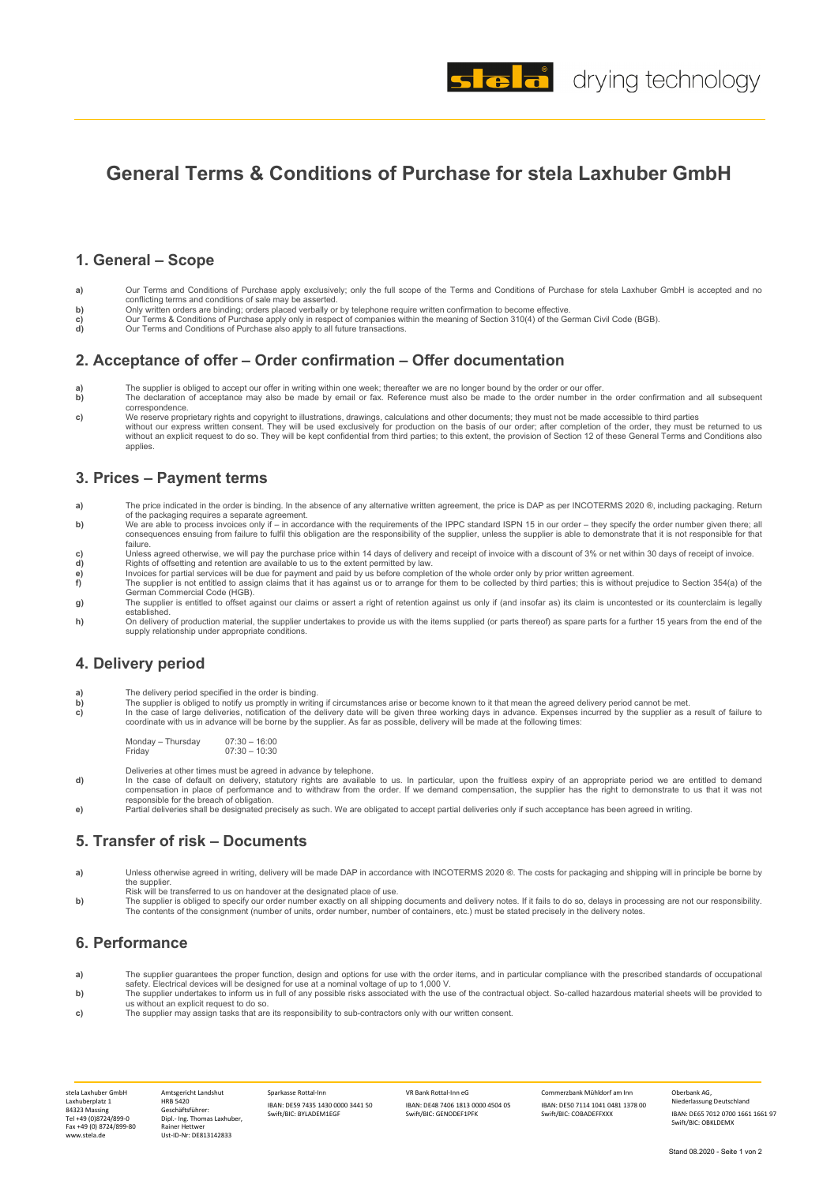# General Terms & Conditions of Purchase for stela Laxhuber GmbH

## 1. General – Scope

**a)** Our Terms and Conditions of Purchase apply exclusively; only the full scope of the Terms and Conditions of Purchase for stela Laxhuber GmbH is accepted and no conflicting terms and conditions of sale may be asserted.

**b)** Only written orders are binding; orders placed verbally or by telephone require written confirmation to become effective.

**c)** Our Terms & Conditions of Purchase apply only in respect of companies within the meaning of Section 310(4) of the German Civil Code (BGB).

**d)** Our Terms and Conditions of Purchase also apply to all future transactions.

## 2. Acceptance of offer – Order confirmation – Offer documentation

**a)** The supplier is obliged to accept our offer in writing within one week; thereafter we are no longer bound by the order or our offer.

**b)** The declaration of acceptance may also be made by email or fax. Reference must also be made to the order number in the order confirmation and all subsequent correspondence.

**c)** We reserve proprietary rights and copyright to illustrations, drawings, calculations and other documents; they must not be made accessible to third parties without our express written consent. They will be used exclusively for production on the basis of our order; after completion of the order, they must be returned to us without an explicit request to do so. They will be kept confidential from third parties; to this extent, the provision of Section 12 of these General Terms and Conditions also applies.

## 3. Prices – Payment terms

**a)** The price indicated in the order is binding. In the absence of any alternative written agreement, the price is DAP as per INCOTERMS 2020 ®, including packaging. Return of the packaging requires a separate agreement.

**b)** We are able to process invoices only if – in accordance with the requirements of the IPPC standard ISPN 15 in our order – they specify the order number given there; all consequences ensuing from failure to fulfil this obligation are the responsibility of the supplier, unless the supplier is able to demonstrate that it is not responsible for that failure.

**c)** Unless agreed otherwise, we will pay the purchase price within 14 days of delivery and receipt of invoice with a discount of 3% or net within 30 days of receipt of invoice.

**d)** Rights of offsetting and retention are available to us to the extent permitted by law.

**e)** Invoices for partial services will be due for payment and paid by us before completion of the whole order only by prior written agreement.

**f)** The supplier is not entitled to assign claims that it has against us or to arrange for them to be collected by third parties; this is without prejudice to Section 354(a) of the German Commercial Code (HGB).

**g)** The supplier is entitled to offset against our claims or assert a right of retention against us only if (and insofar as) its claim is uncontested or its counterclaim is legally established.

**h)** On delivery of production material, the supplier undertakes to provide us with the items supplied (or parts thereof) as spare parts for a further 15 years from the end of the supply relationship under appropriate conditions.

## 4. Delivery period

**a)** The delivery period specified in the order is binding.

**b)** The supplier is obliged to notify us promptly in writing if circumstances arise or become known to it that mean the agreed delivery period cannot be met.

**c)** In the case of large deliveries, notification of the delivery date will be given three working days in advance. Expenses incurred by the supplier as a result of failure to coordinate with us in advance will be borne by the supplier. As far as possible, delivery will be made at the following times:

| | |
|---|---|
| Monday – Thursday | 07:30 – 16:00 |
| Friday | 07:30 – 10:30 |

Deliveries at other times must be agreed in advance by telephone.

**d)** In the case of default on delivery, statutory rights are available to us. In particular, upon the fruitless expiry of an appropriate period we are entitled to demand compensation in place of performance and to withdraw from the order. If we demand compensation, the supplier has the right to demonstrate to us that it was not responsible for the breach of obligation.

**e)** Partial deliveries shall be designated precisely as such. We are obligated to accept partial deliveries only if such acceptance has been agreed in writing.

## 5. Transfer of risk – Documents

**a)** Unless otherwise agreed in writing, delivery will be made DAP in accordance with INCOTERMS 2020 ®. The costs for packaging and shipping will in principle be borne by the supplier.
Risk will be transferred to us on handover at the designated place of use.

**b)** The supplier is obliged to specify our order number exactly on all shipping documents and delivery notes. If it fails to do so, delays in processing are not our responsibility. The contents of the consignment (number of units, order number, number of containers, etc.) must be stated precisely in the delivery notes.

## 6. Performance

**a)** The supplier guarantees the proper function, design and options for use with the order items, and in particular compliance with the prescribed standards of occupational safety. Electrical devices will be designed for use at a nominal voltage of up to 1,000 V.

**b)** The supplier undertakes to inform us in full of any possible risks associated with the use of the contractual object. So-called hazardous material sheets will be provided to us without an explicit request to do so.

**c)** The supplier may assign tasks that are its responsibility to sub-contractors only with our written consent.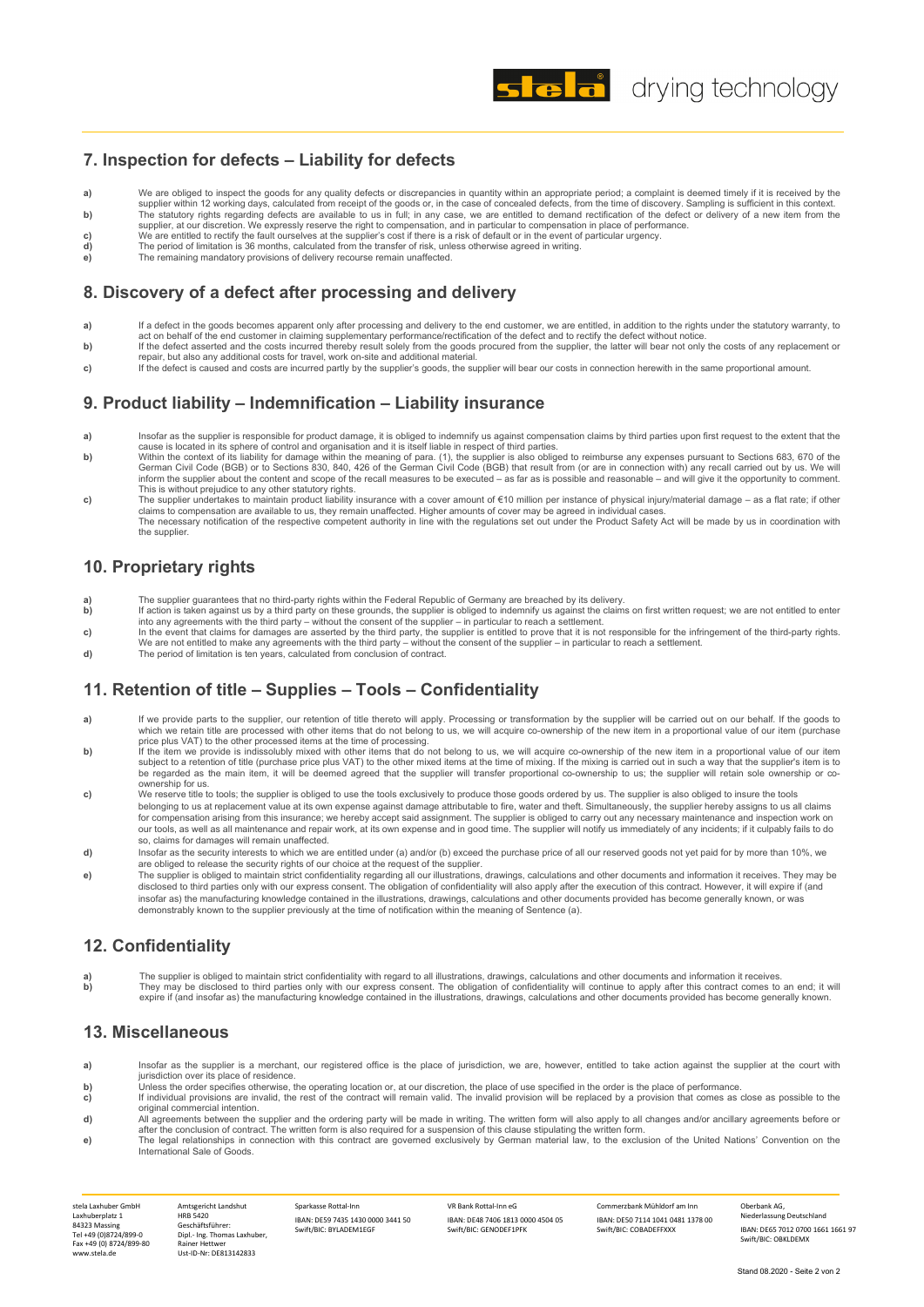## 7. Inspection for defects – Liability for defects

**a)** We are obliged to inspect the goods for any quality defects or discrepancies in quantity within an appropriate period; a complaint is deemed timely if it is received by the supplier within 12 working days, calculated from receipt of the goods or, in the case of concealed defects, from the time of discovery. Sampling is sufficient in this context.

**b)** The statutory rights regarding defects are available to us in full; in any case, we are entitled to demand rectification of the defect or delivery of a new item from the supplier, at our discretion. We expressly reserve the right to compensation, and in particular to compensation in place of performance.

**c)** We are entitled to rectify the fault ourselves at the supplier's cost if there is a risk of default or in the event of particular urgency.

**d)** The period of limitation is 36 months, calculated from the transfer of risk, unless otherwise agreed in writing.

**e)** The remaining mandatory provisions of delivery recourse remain unaffected.

## 8. Discovery of a defect after processing and delivery

**a)** If a defect in the goods becomes apparent only after processing and delivery to the end customer, we are entitled, in addition to the rights under the statutory warranty, to act on behalf of the end customer in claiming supplementary performance/rectification of the defect and to rectify the defect without notice.

**b)** If the defect asserted and the costs incurred thereby result solely from the goods procured from the supplier, the latter will bear not only the costs of any replacement or repair, but also any additional costs for travel, work on-site and additional material.

**c)** If the defect is caused and costs are incurred partly by the supplier's goods, the supplier will bear our costs in connection herewith in the same proportional amount.

## 9. Product liability – Indemnification – Liability insurance

**a)** Insofar as the supplier is responsible for product damage, it is obliged to indemnify us against compensation claims by third parties upon first request to the extent that the cause is located in its sphere of control and organisation and it is itself liable in respect of third parties.

**b)** Within the context of its liability for damage within the meaning of para. (1), the supplier is also obliged to reimburse any expenses pursuant to Sections 683, 670 of the German Civil Code (BGB) or to Sections 830, 840, 426 of the German Civil Code (BGB) that result from (or are in connection with) any recall carried out by us. We will inform the supplier about the content and scope of the recall measures to be executed – as far as is possible and reasonable – and will give it the opportunity to comment. This is without prejudice to any other statutory rights.

**c)** The supplier undertakes to maintain product liability insurance with a cover amount of €10 million per instance of physical injury/material damage – as a flat rate; if other claims to compensation are available to us, they remain unaffected. Higher amounts of cover may be agreed in individual cases.
The necessary notification of the respective competent authority in line with the regulations set out under the Product Safety Act will be made by us in coordination with the supplier.

## 10. Proprietary rights

**a)** The supplier guarantees that no third-party rights within the Federal Republic of Germany are breached by its delivery.

**b)** If action is taken against us by a third party on these grounds, the supplier is obliged to indemnify us against the claims on first written request; we are not entitled to enter into any agreements with the third party – without the consent of the supplier – in particular to reach a settlement.

**c)** In the event that claims for damages are asserted by the third party, the supplier is entitled to prove that it is not responsible for the infringement of the third-party rights. We are not entitled to make any agreements with the third party – without the consent of the supplier – in particular to reach a settlement.

**d)** The period of limitation is ten years, calculated from conclusion of contract.

## 11. Retention of title – Supplies – Tools – Confidentiality

**a)** If we provide parts to the supplier, our retention of title thereto will apply. Processing or transformation by the supplier will be carried out on our behalf. If the goods to which we retain title are processed with other items that do not belong to us, we will acquire co-ownership of the new item in a proportional value of our item (purchase price plus VAT) to the other processed items at the time of processing.

**b)** If the item we provide is indissolubly mixed with other items that do not belong to us, we will acquire co-ownership of the new item in a proportional value of our item subject to a retention of title (purchase price plus VAT) to the other mixed items at the time of mixing. If the mixing is carried out in such a way that the supplier's item is to be regarded as the main item, it will be deemed agreed that the supplier will transfer proportional co-ownership to us; the supplier will retain sole ownership or co-ownership for us.

**c)** We reserve title to tools; the supplier is obliged to use the tools exclusively to produce those goods ordered by us. The supplier is also obliged to insure the tools belonging to us at replacement value at its own expense against damage attributable to fire, water and theft. Simultaneously, the supplier hereby assigns to us all claims for compensation arising from this insurance; we hereby accept said assignment. The supplier is obliged to carry out any necessary maintenance and inspection work on our tools, as well as all maintenance and repair work, at its own expense and in good time. The supplier will notify us immediately of any incidents; if it culpably fails to do so, claims for damages will remain unaffected.

**d)** Insofar as the security interests to which we are entitled under (a) and/or (b) exceed the purchase price of all our reserved goods not yet paid for by more than 10%, we are obliged to release the security rights of our choice at the request of the supplier.

**e)** The supplier is obliged to maintain strict confidentiality regarding all our illustrations, drawings, calculations and other documents and information it receives. They may be disclosed to third parties only with our express consent. The obligation of confidentiality will also apply after the execution of this contract. However, it will expire if (and insofar as) the manufacturing knowledge contained in the illustrations, drawings, calculations and other documents provided has become generally known, or was demonstrably known to the supplier previously at the time of notification within the meaning of Sentence (a).

## 12. Confidentiality

**a)** The supplier is obliged to maintain strict confidentiality with regard to all illustrations, drawings, calculations and other documents and information it receives.

**b)** They may be disclosed to third parties only with our express consent. The obligation of confidentiality will continue to apply after this contract comes to an end; it will expire if (and insofar as) the manufacturing knowledge contained in the illustrations, drawings, calculations and other documents provided has become generally known.

## 13. Miscellaneous

**a)** Insofar as the supplier is a merchant, our registered office is the place of jurisdiction, we are, however, entitled to take action against the supplier at the court with jurisdiction over its place of residence.

**b)** Unless the order specifies otherwise, the operating location or, at our discretion, the place of use specified in the order is the place of performance.

**c)** If individual provisions are invalid, the rest of the contract will remain valid. The invalid provision will be replaced by a provision that comes as close as possible to the original commercial intention.

**d)** All agreements between the supplier and the ordering party will be made in writing. The written form will also apply to all changes and/or ancillary agreements before or after the conclusion of contract. The written form is also required for a suspension of this clause stipulating the written form.

**e)** The legal relationships in connection with this contract are governed exclusively by German material law, to the exclusion of the United Nations' Convention on the International Sale of Goods.

stela Laxhuber GmbH
Laxhuberplatz 1
84323 Massing
Tel +49 (0)8724/899-0
Fax +49 (0) 8724/899-80
www.stela.de

Amtsgericht Landshut
HRB 5420
Geschäftsführer:
Dipl.- Ing. Thomas Laxhuber,
Rainer Hettwer
Ust-ID-Nr: DE813142833

Sparkasse Rottal-Inn
IBAN: DE59 7435 1430 0000 3441 50
Swift/BIC: BYLADEM1EGF

VR Bank Rottal-Inn eG
IBAN: DE48 7406 1813 0000 4504 05
Swift/BIC: GENODEF1PFK

Commerzbank Mühldorf am Inn
IBAN: DE50 7114 1041 0481 1378 00
Swift/BIC: COBADEFFXXX

Oberbank AG,
Niederlassung Deutschland
IBAN: DE65 7012 0700 1661 1661 97
Swift/BIC: OBKLDEMX

Stand 08.2020